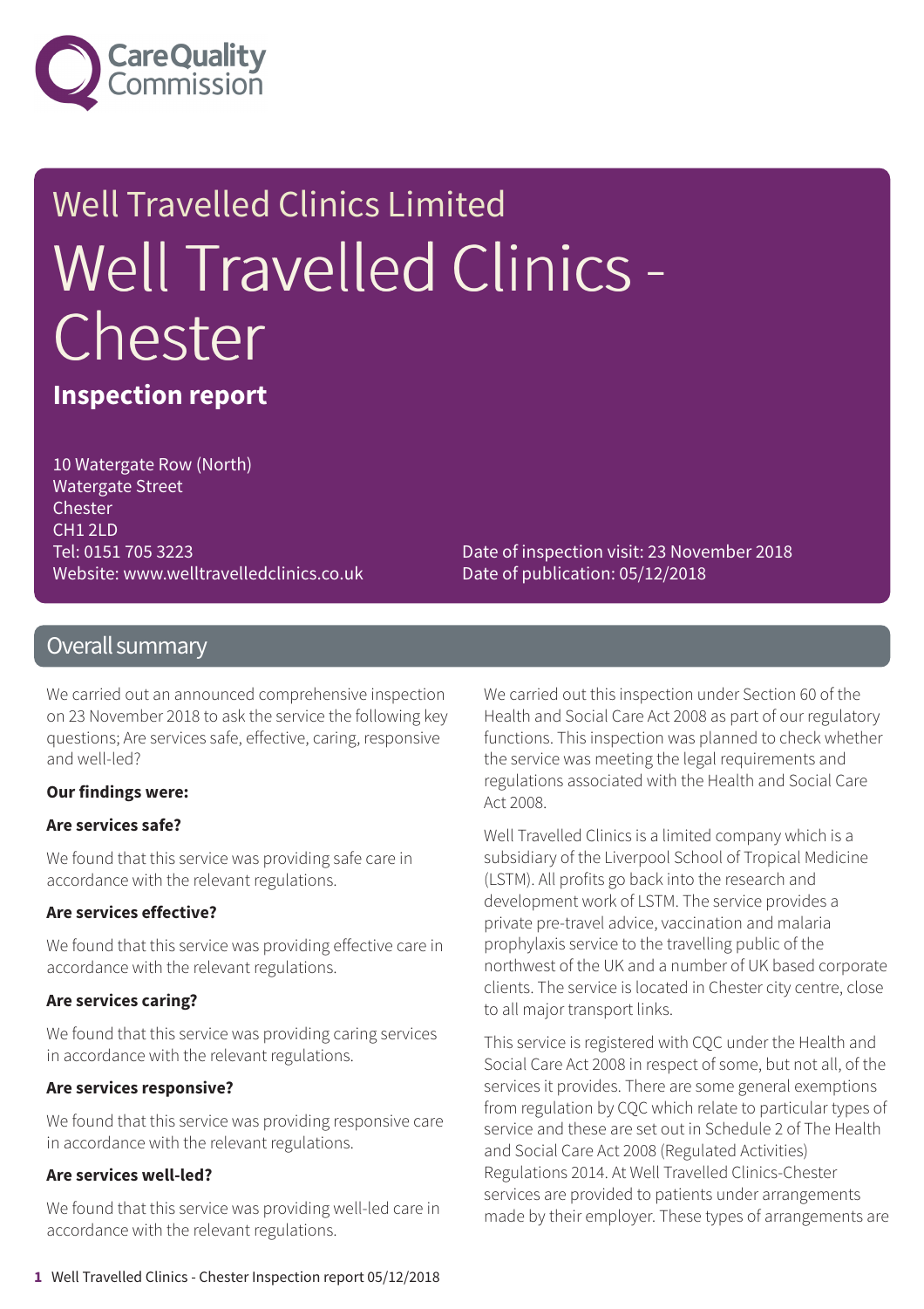Care Quality Commission

# Well Travelled Clinics Limited

# Well Travelled Clinics - Chester

## Inspection report

10 Watergate Row (North)
Watergate Street
Chester
CH1 2LD
Tel: 0151 705 3223
Website: www.welltravelledclinics.co.uk

Date of inspection visit: 23 November 2018
Date of publication: 05/12/2018

## Overall summary

We carried out an announced comprehensive inspection on 23 November 2018 to ask the service the following key questions; Are services safe, effective, caring, responsive and well-led?

**Our findings were:**

**Are services safe?**

We found that this service was providing safe care in accordance with the relevant regulations.

**Are services effective?**

We found that this service was providing effective care in accordance with the relevant regulations.

**Are services caring?**

We found that this service was providing caring services in accordance with the relevant regulations.

**Are services responsive?**

We found that this service was providing responsive care in accordance with the relevant regulations.

**Are services well-led?**

We found that this service was providing well-led care in accordance with the relevant regulations.

We carried out this inspection under Section 60 of the Health and Social Care Act 2008 as part of our regulatory functions. This inspection was planned to check whether the service was meeting the legal requirements and regulations associated with the Health and Social Care Act 2008.

Well Travelled Clinics is a limited company which is a subsidiary of the Liverpool School of Tropical Medicine (LSTM). All profits go back into the research and development work of LSTM. The service provides a private pre-travel advice, vaccination and malaria prophylaxis service to the travelling public of the northwest of the UK and a number of UK based corporate clients. The service is located in Chester city centre, close to all major transport links.

This service is registered with CQC under the Health and Social Care Act 2008 in respect of some, but not all, of the services it provides. There are some general exemptions from regulation by CQC which relate to particular types of service and these are set out in Schedule 2 of The Health and Social Care Act 2008 (Regulated Activities) Regulations 2014. At Well Travelled Clinics-Chester services are provided to patients under arrangements made by their employer. These types of arrangements are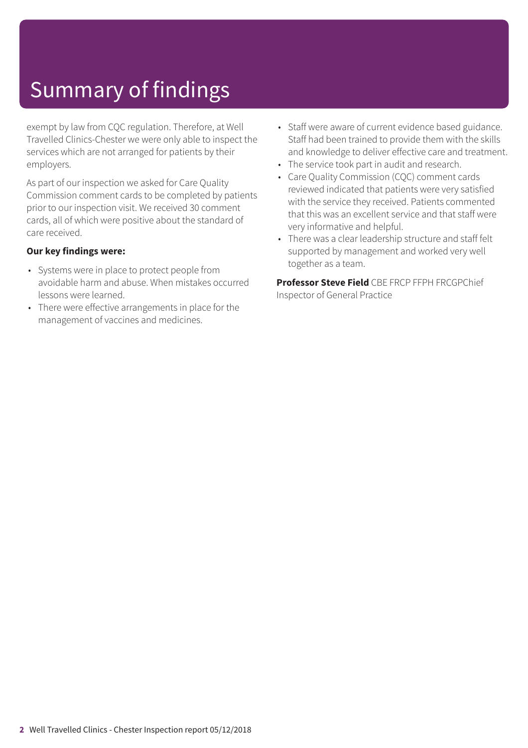# Summary of findings

exempt by law from CQC regulation. Therefore, at Well Travelled Clinics-Chester we were only able to inspect the services which are not arranged for patients by their employers.

As part of our inspection we asked for Care Quality Commission comment cards to be completed by patients prior to our inspection visit. We received 30 comment cards, all of which were positive about the standard of care received.

**Our key findings were:**

- Systems were in place to protect people from avoidable harm and abuse. When mistakes occurred lessons were learned.
- There were effective arrangements in place for the management of vaccines and medicines.
- Staff were aware of current evidence based guidance. Staff had been trained to provide them with the skills and knowledge to deliver effective care and treatment.
- The service took part in audit and research.
- Care Quality Commission (CQC) comment cards reviewed indicated that patients were very satisfied with the service they received. Patients commented that this was an excellent service and that staff were very informative and helpful.
- There was a clear leadership structure and staff felt supported by management and worked very well together as a team.

**Professor Steve Field** CBE FRCP FFPH FRCGPChief Inspector of General Practice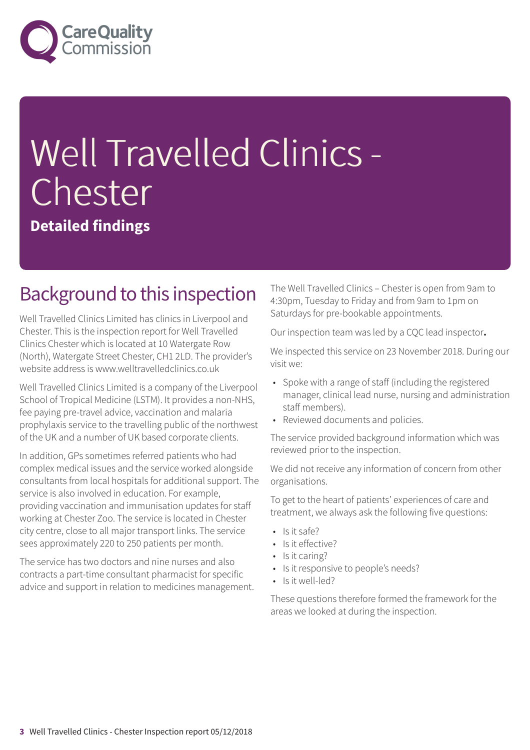# Well Travelled Clinics - Chester

**Detailed findings**

## Background to this inspection

Well Travelled Clinics Limited has clinics in Liverpool and Chester. This is the inspection report for Well Travelled Clinics Chester which is located at 10 Watergate Row (North), Watergate Street Chester, CH1 2LD. The provider's website address is www.welltravelledclinics.co.uk

Well Travelled Clinics Limited is a company of the Liverpool School of Tropical Medicine (LSTM). It provides a non-NHS, fee paying pre-travel advice, vaccination and malaria prophylaxis service to the travelling public of the northwest of the UK and a number of UK based corporate clients.

In addition, GPs sometimes referred patients who had complex medical issues and the service worked alongside consultants from local hospitals for additional support. The service is also involved in education. For example, providing vaccination and immunisation updates for staff working at Chester Zoo. The service is located in Chester city centre, close to all major transport links. The service sees approximately 220 to 250 patients per month.

The service has two doctors and nine nurses and also contracts a part-time consultant pharmacist for specific advice and support in relation to medicines management.

The Well Travelled Clinics – Chester is open from 9am to 4:30pm, Tuesday to Friday and from 9am to 1pm on Saturdays for pre-bookable appointments.

Our inspection team was led by a CQC lead inspector**.**

We inspected this service on 23 November 2018. During our visit we:

- Spoke with a range of staff (including the registered manager, clinical lead nurse, nursing and administration staff members).
- Reviewed documents and policies.

The service provided background information which was reviewed prior to the inspection.

We did not receive any information of concern from other organisations.

To get to the heart of patients' experiences of care and treatment, we always ask the following five questions:

- Is it safe?
- Is it effective?
- Is it caring?
- Is it responsive to people's needs?
- Is it well-led?

These questions therefore formed the framework for the areas we looked at during the inspection.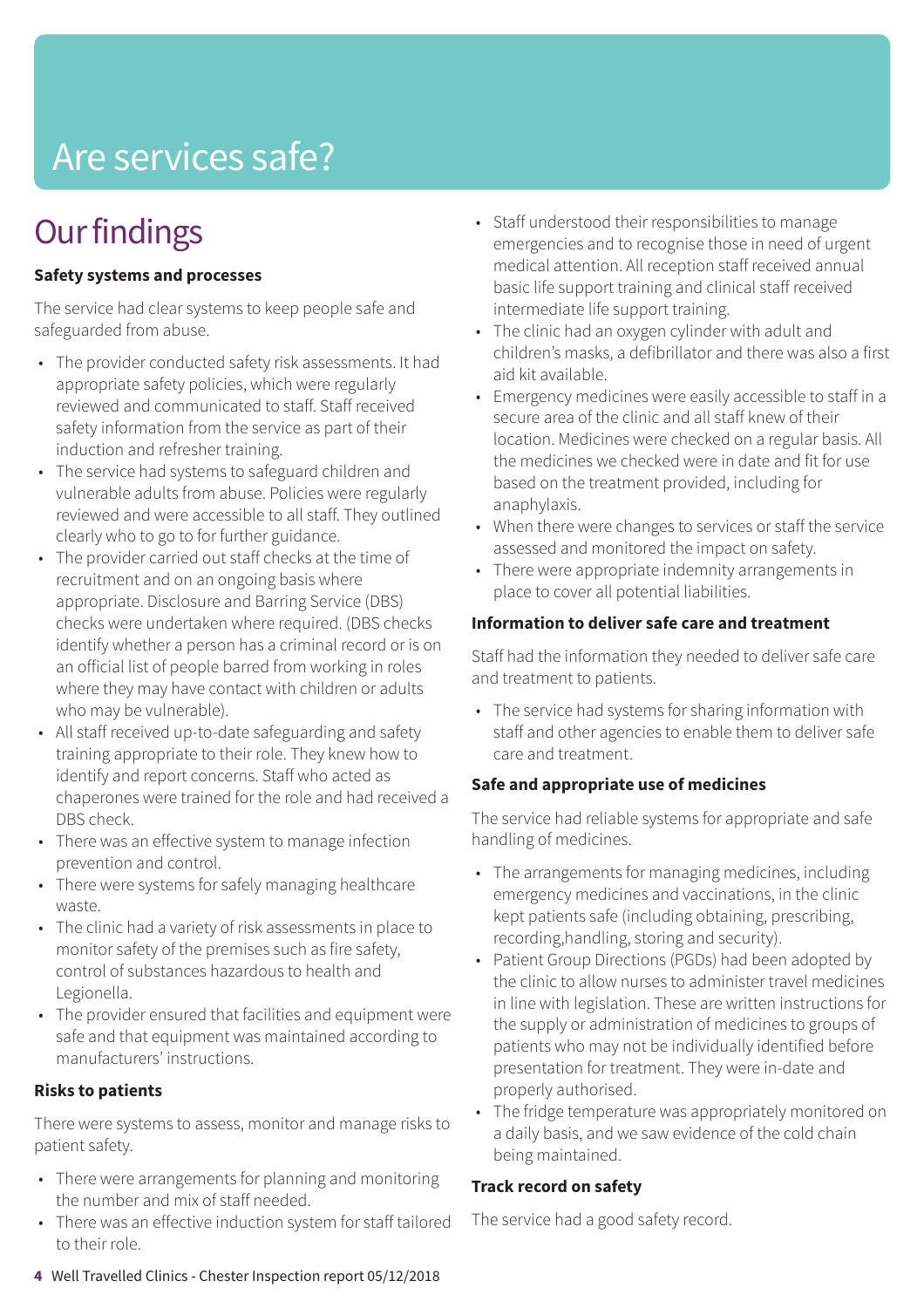# Are services safe?

## Our findings

**Safety systems and processes**

The service had clear systems to keep people safe and safeguarded from abuse.

- The provider conducted safety risk assessments. It had appropriate safety policies, which were regularly reviewed and communicated to staff. Staff received safety information from the service as part of their induction and refresher training.
- The service had systems to safeguard children and vulnerable adults from abuse. Policies were regularly reviewed and were accessible to all staff. They outlined clearly who to go to for further guidance.
- The provider carried out staff checks at the time of recruitment and on an ongoing basis where appropriate. Disclosure and Barring Service (DBS) checks were undertaken where required. (DBS checks identify whether a person has a criminal record or is on an official list of people barred from working in roles where they may have contact with children or adults who may be vulnerable).
- All staff received up-to-date safeguarding and safety training appropriate to their role. They knew how to identify and report concerns. Staff who acted as chaperones were trained for the role and had received a DBS check.
- There was an effective system to manage infection prevention and control.
- There were systems for safely managing healthcare waste.
- The clinic had a variety of risk assessments in place to monitor safety of the premises such as fire safety, control of substances hazardous to health and Legionella.
- The provider ensured that facilities and equipment were safe and that equipment was maintained according to manufacturers' instructions.

**Risks to patients**

There were systems to assess, monitor and manage risks to patient safety.

- There were arrangements for planning and monitoring the number and mix of staff needed.
- There was an effective induction system for staff tailored to their role.
- Staff understood their responsibilities to manage emergencies and to recognise those in need of urgent medical attention. All reception staff received annual basic life support training and clinical staff received intermediate life support training.
- The clinic had an oxygen cylinder with adult and children's masks, a defibrillator and there was also a first aid kit available.
- Emergency medicines were easily accessible to staff in a secure area of the clinic and all staff knew of their location. Medicines were checked on a regular basis. All the medicines we checked were in date and fit for use based on the treatment provided, including for anaphylaxis.
- When there were changes to services or staff the service assessed and monitored the impact on safety.
- There were appropriate indemnity arrangements in place to cover all potential liabilities.

**Information to deliver safe care and treatment**

Staff had the information they needed to deliver safe care and treatment to patients.

- The service had systems for sharing information with staff and other agencies to enable them to deliver safe care and treatment.

**Safe and appropriate use of medicines**

The service had reliable systems for appropriate and safe handling of medicines.

- The arrangements for managing medicines, including emergency medicines and vaccinations, in the clinic kept patients safe (including obtaining, prescribing, recording,handling, storing and security).
- Patient Group Directions (PGDs) had been adopted by the clinic to allow nurses to administer travel medicines in line with legislation. These are written instructions for the supply or administration of medicines to groups of patients who may not be individually identified before presentation for treatment. They were in-date and properly authorised.
- The fridge temperature was appropriately monitored on a daily basis, and we saw evidence of the cold chain being maintained.

**Track record on safety**

The service had a good safety record.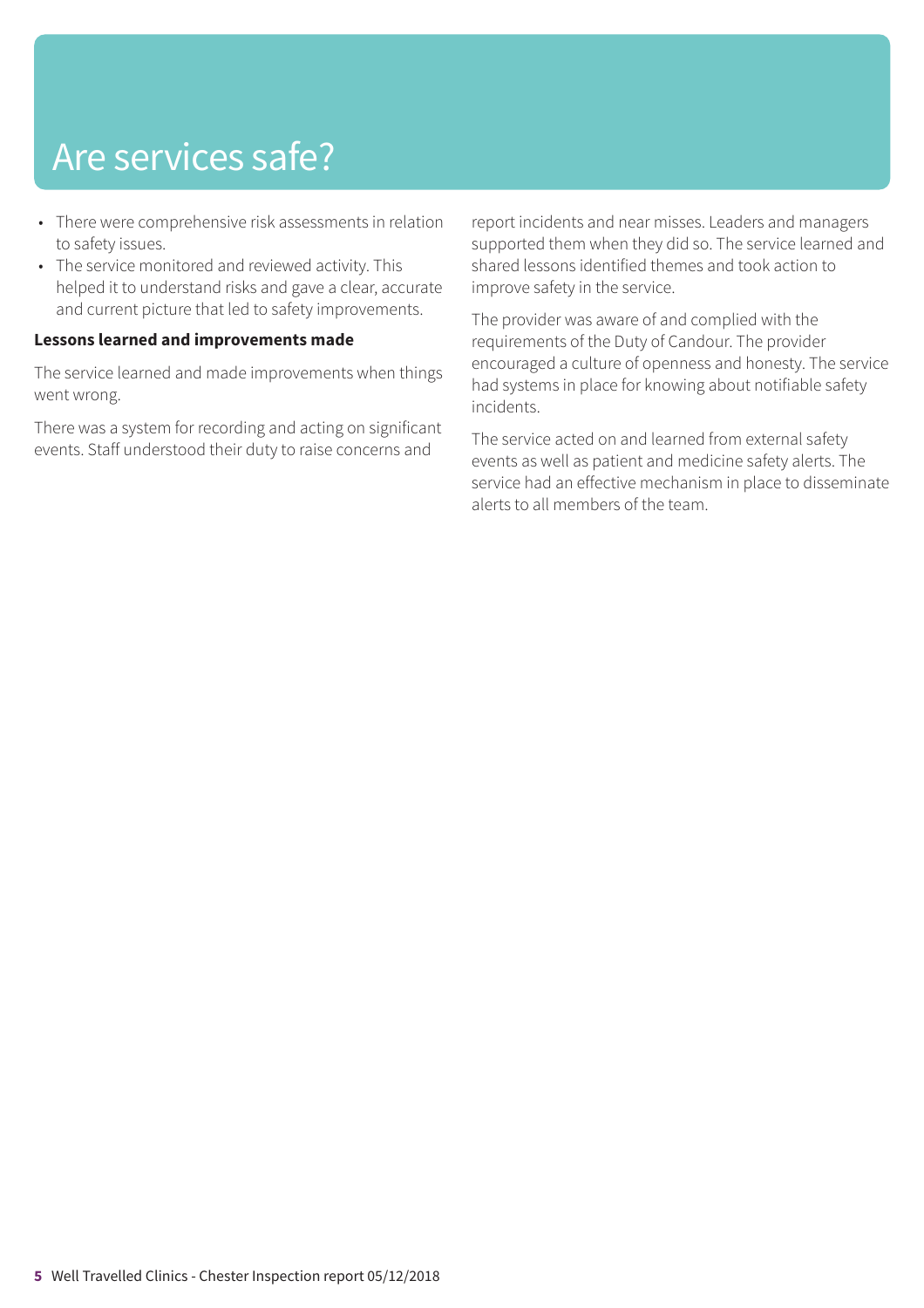# Are services safe?

- There were comprehensive risk assessments in relation to safety issues.
- The service monitored and reviewed activity. This helped it to understand risks and gave a clear, accurate and current picture that led to safety improvements.

**Lessons learned and improvements made**

The service learned and made improvements when things went wrong.

There was a system for recording and acting on significant events. Staff understood their duty to raise concerns and report incidents and near misses. Leaders and managers supported them when they did so. The service learned and shared lessons identified themes and took action to improve safety in the service.

The provider was aware of and complied with the requirements of the Duty of Candour. The provider encouraged a culture of openness and honesty. The service had systems in place for knowing about notifiable safety incidents.

The service acted on and learned from external safety events as well as patient and medicine safety alerts. The service had an effective mechanism in place to disseminate alerts to all members of the team.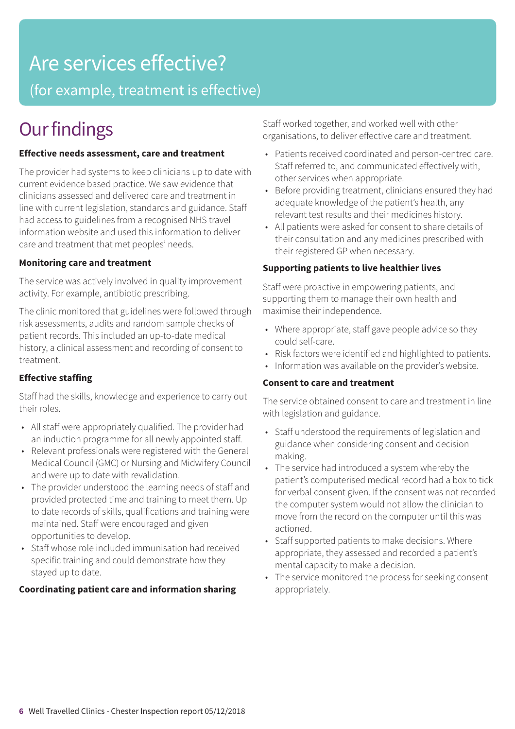# Are services effective?

(for example, treatment is effective)

## Our findings

**Effective needs assessment, care and treatment**

The provider had systems to keep clinicians up to date with current evidence based practice. We saw evidence that clinicians assessed and delivered care and treatment in line with current legislation, standards and guidance. Staff had access to guidelines from a recognised NHS travel information website and used this information to deliver care and treatment that met peoples' needs.

**Monitoring care and treatment**

The service was actively involved in quality improvement activity. For example, antibiotic prescribing.

The clinic monitored that guidelines were followed through risk assessments, audits and random sample checks of patient records. This included an up-to-date medical history, a clinical assessment and recording of consent to treatment.

**Effective staffing**

Staff had the skills, knowledge and experience to carry out their roles.

- All staff were appropriately qualified. The provider had an induction programme for all newly appointed staff.
- Relevant professionals were registered with the General Medical Council (GMC) or Nursing and Midwifery Council and were up to date with revalidation.
- The provider understood the learning needs of staff and provided protected time and training to meet them. Up to date records of skills, qualifications and training were maintained. Staff were encouraged and given opportunities to develop.
- Staff whose role included immunisation had received specific training and could demonstrate how they stayed up to date.

**Coordinating patient care and information sharing**

Staff worked together, and worked well with other organisations, to deliver effective care and treatment.

- Patients received coordinated and person-centred care. Staff referred to, and communicated effectively with, other services when appropriate.
- Before providing treatment, clinicians ensured they had adequate knowledge of the patient's health, any relevant test results and their medicines history.
- All patients were asked for consent to share details of their consultation and any medicines prescribed with their registered GP when necessary.

**Supporting patients to live healthier lives**

Staff were proactive in empowering patients, and supporting them to manage their own health and maximise their independence.

- Where appropriate, staff gave people advice so they could self-care.
- Risk factors were identified and highlighted to patients.
- Information was available on the provider's website.

**Consent to care and treatment**

The service obtained consent to care and treatment in line with legislation and guidance.

- Staff understood the requirements of legislation and guidance when considering consent and decision making.
- The service had introduced a system whereby the patient's computerised medical record had a box to tick for verbal consent given. If the consent was not recorded the computer system would not allow the clinician to move from the record on the computer until this was actioned.
- Staff supported patients to make decisions. Where appropriate, they assessed and recorded a patient's mental capacity to make a decision.
- The service monitored the process for seeking consent appropriately.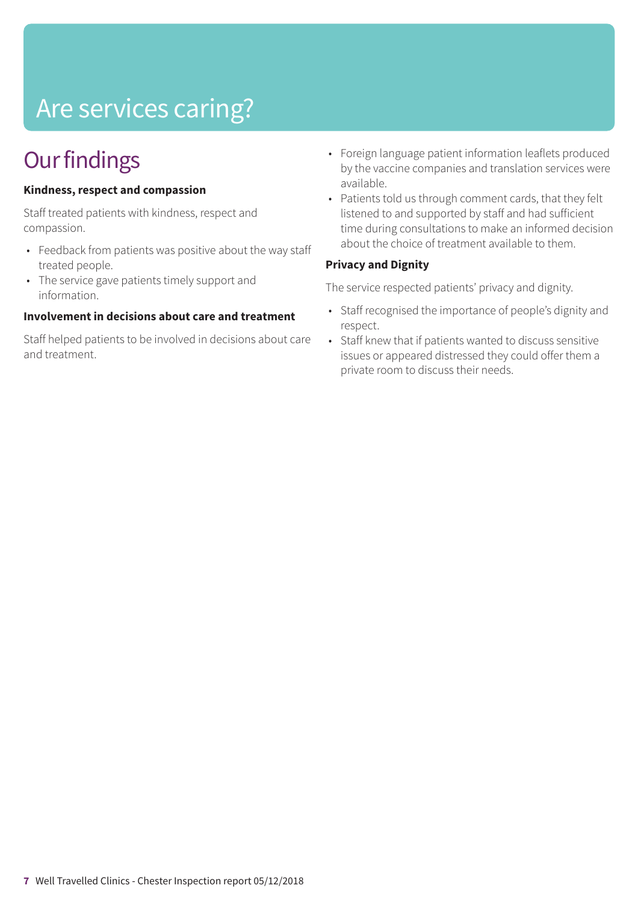# Are services caring?

## Our findings

**Kindness, respect and compassion**

Staff treated patients with kindness, respect and compassion.

- Feedback from patients was positive about the way staff treated people.
- The service gave patients timely support and information.

**Involvement in decisions about care and treatment**

Staff helped patients to be involved in decisions about care and treatment.

- Foreign language patient information leaflets produced by the vaccine companies and translation services were available.
- Patients told us through comment cards, that they felt listened to and supported by staff and had sufficient time during consultations to make an informed decision about the choice of treatment available to them.

**Privacy and Dignity**

The service respected patients' privacy and dignity.

- Staff recognised the importance of people's dignity and respect.
- Staff knew that if patients wanted to discuss sensitive issues or appeared distressed they could offer them a private room to discuss their needs.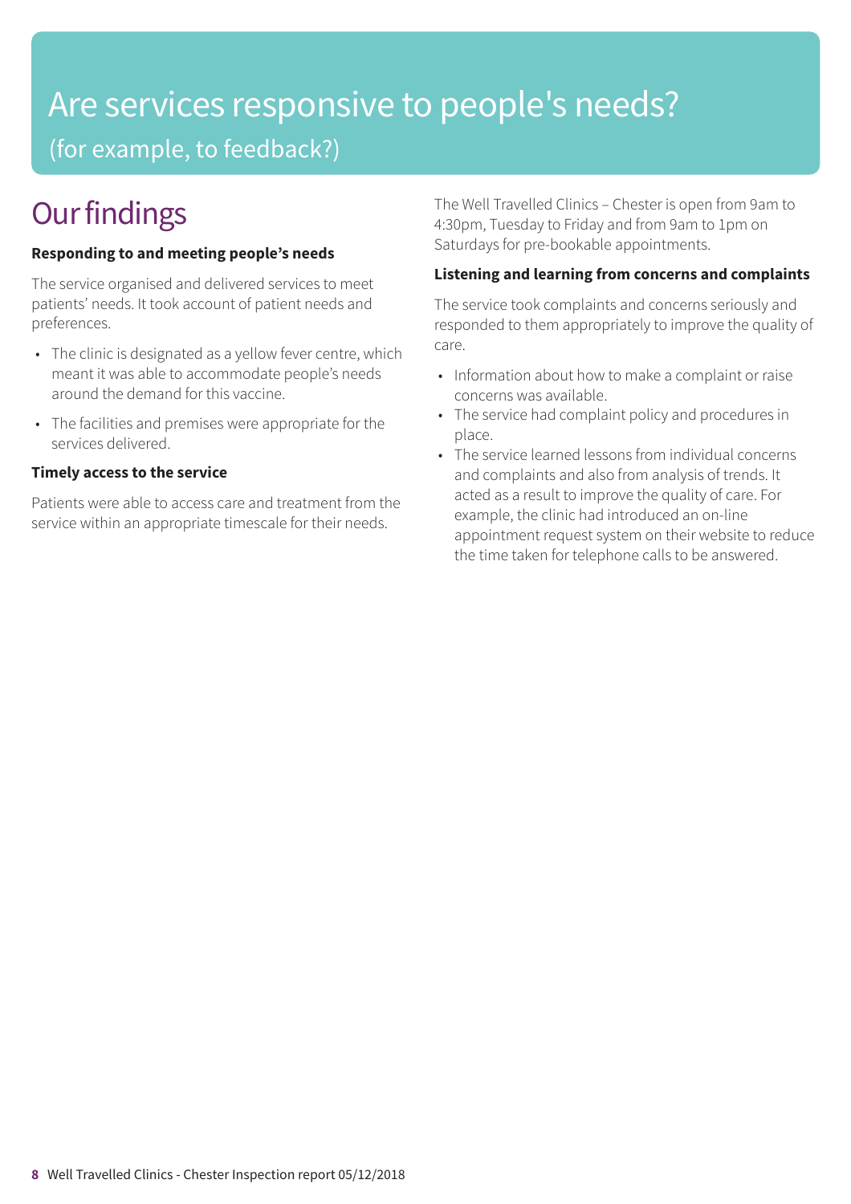# Are services responsive to people's needs?

(for example, to feedback?)

## Our findings

**Responding to and meeting people's needs**

The service organised and delivered services to meet patients' needs. It took account of patient needs and preferences.

- The clinic is designated as a yellow fever centre, which meant it was able to accommodate people's needs around the demand for this vaccine.
- The facilities and premises were appropriate for the services delivered.

**Timely access to the service**

Patients were able to access care and treatment from the service within an appropriate timescale for their needs.

The Well Travelled Clinics – Chester is open from 9am to 4:30pm, Tuesday to Friday and from 9am to 1pm on Saturdays for pre-bookable appointments.

**Listening and learning from concerns and complaints**

The service took complaints and concerns seriously and responded to them appropriately to improve the quality of care.

- Information about how to make a complaint or raise concerns was available.
- The service had complaint policy and procedures in place.
- The service learned lessons from individual concerns and complaints and also from analysis of trends. It acted as a result to improve the quality of care. For example, the clinic had introduced an on-line appointment request system on their website to reduce the time taken for telephone calls to be answered.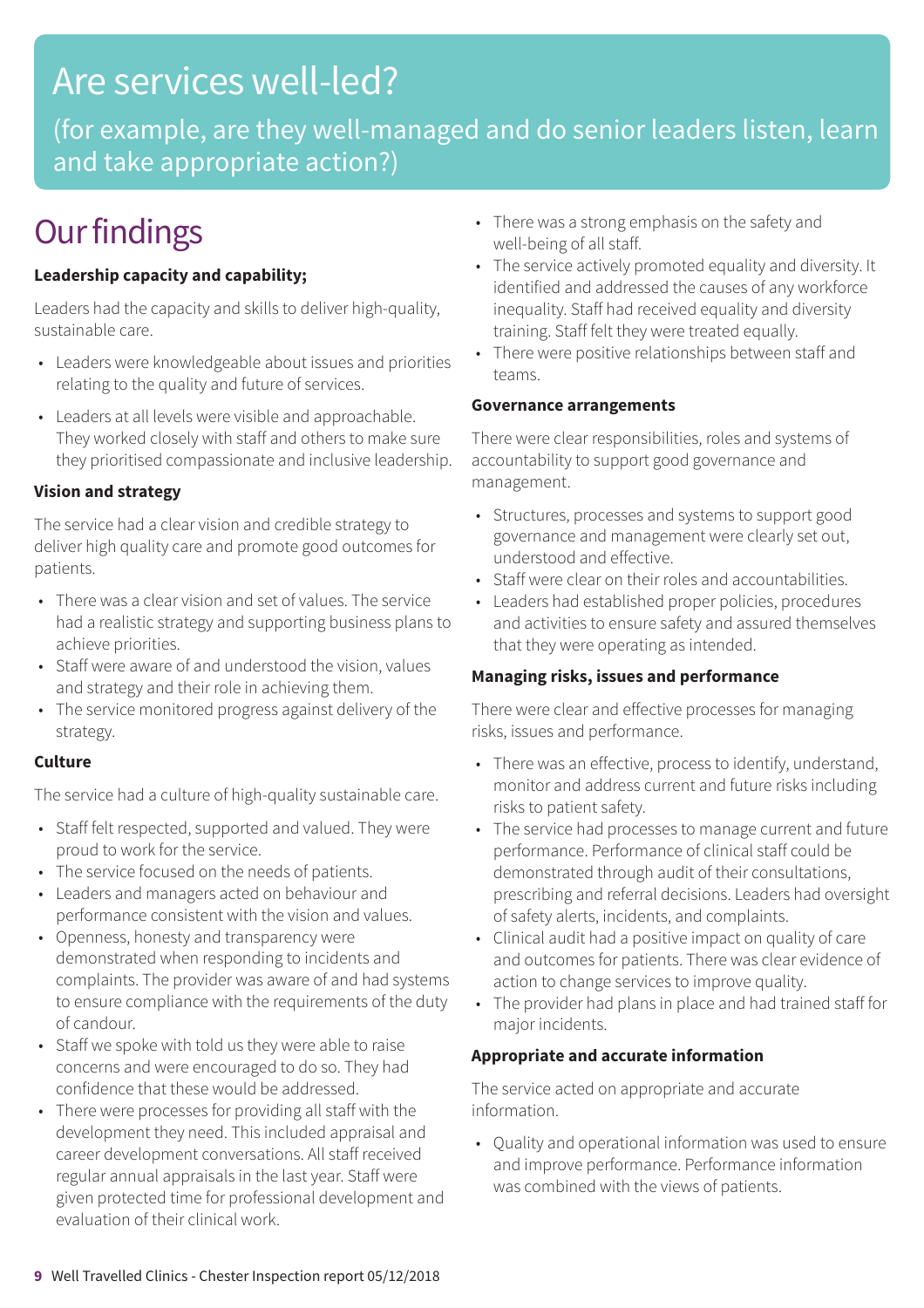# Are services well-led?

(for example, are they well-managed and do senior leaders listen, learn and take appropriate action?)

## Our findings

**Leadership capacity and capability;**

Leaders had the capacity and skills to deliver high-quality, sustainable care.

- Leaders were knowledgeable about issues and priorities relating to the quality and future of services.
- Leaders at all levels were visible and approachable. They worked closely with staff and others to make sure they prioritised compassionate and inclusive leadership.

**Vision and strategy**

The service had a clear vision and credible strategy to deliver high quality care and promote good outcomes for patients.

- There was a clear vision and set of values. The service had a realistic strategy and supporting business plans to achieve priorities.
- Staff were aware of and understood the vision, values and strategy and their role in achieving them.
- The service monitored progress against delivery of the strategy.

**Culture**

The service had a culture of high-quality sustainable care.

- Staff felt respected, supported and valued. They were proud to work for the service.
- The service focused on the needs of patients.
- Leaders and managers acted on behaviour and performance consistent with the vision and values.
- Openness, honesty and transparency were demonstrated when responding to incidents and complaints. The provider was aware of and had systems to ensure compliance with the requirements of the duty of candour.
- Staff we spoke with told us they were able to raise concerns and were encouraged to do so. They had confidence that these would be addressed.
- There were processes for providing all staff with the development they need. This included appraisal and career development conversations. All staff received regular annual appraisals in the last year. Staff were given protected time for professional development and evaluation of their clinical work.
- There was a strong emphasis on the safety and well-being of all staff.
- The service actively promoted equality and diversity. It identified and addressed the causes of any workforce inequality. Staff had received equality and diversity training. Staff felt they were treated equally.
- There were positive relationships between staff and teams.

**Governance arrangements**

There were clear responsibilities, roles and systems of accountability to support good governance and management.

- Structures, processes and systems to support good governance and management were clearly set out, understood and effective.
- Staff were clear on their roles and accountabilities.
- Leaders had established proper policies, procedures and activities to ensure safety and assured themselves that they were operating as intended.

**Managing risks, issues and performance**

There were clear and effective processes for managing risks, issues and performance.

- There was an effective, process to identify, understand, monitor and address current and future risks including risks to patient safety.
- The service had processes to manage current and future performance. Performance of clinical staff could be demonstrated through audit of their consultations, prescribing and referral decisions. Leaders had oversight of safety alerts, incidents, and complaints.
- Clinical audit had a positive impact on quality of care and outcomes for patients. There was clear evidence of action to change services to improve quality.
- The provider had plans in place and had trained staff for major incidents.

**Appropriate and accurate information**

The service acted on appropriate and accurate information.

- Quality and operational information was used to ensure and improve performance. Performance information was combined with the views of patients.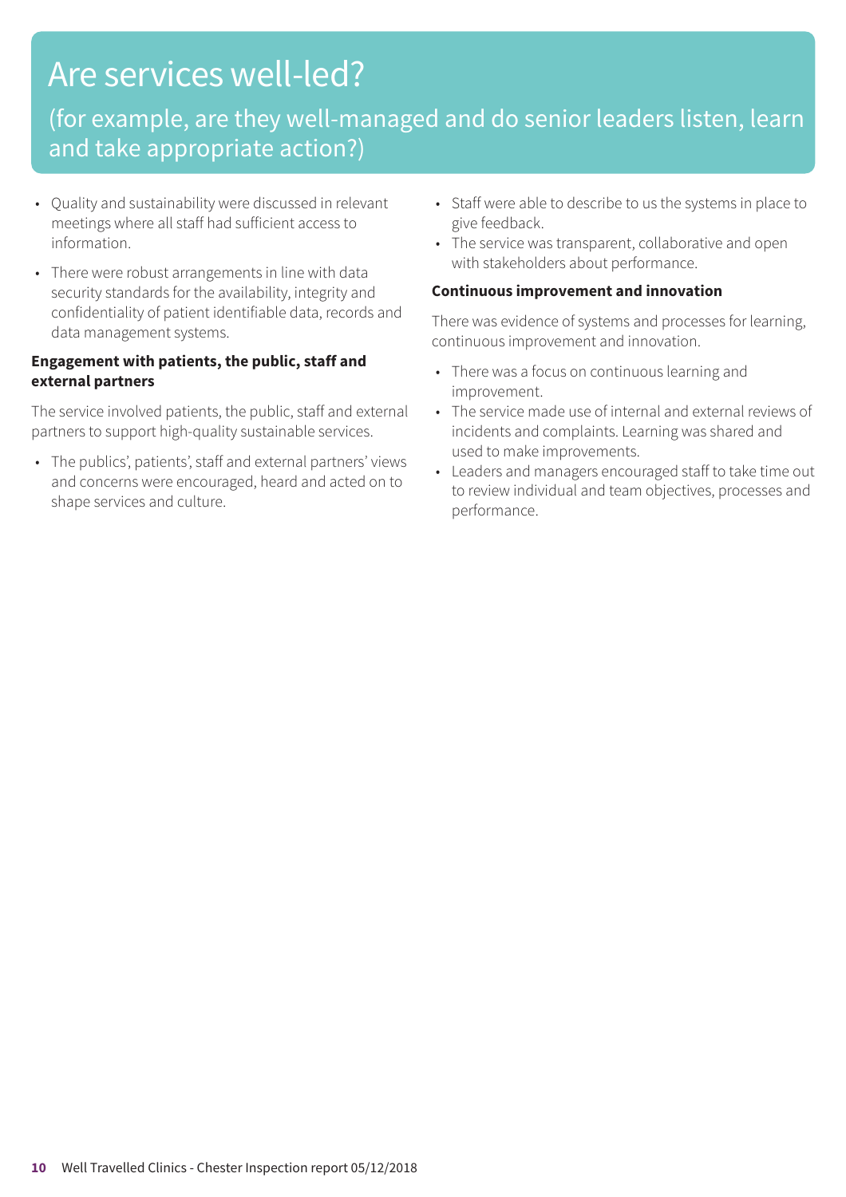# Are services well-led?

## (for example, are they well-managed and do senior leaders listen, learn and take appropriate action?)

- Quality and sustainability were discussed in relevant meetings where all staff had sufficient access to information.
- There were robust arrangements in line with data security standards for the availability, integrity and confidentiality of patient identifiable data, records and data management systems.

**Engagement with patients, the public, staff and external partners**

The service involved patients, the public, staff and external partners to support high-quality sustainable services.

- The publics', patients', staff and external partners' views and concerns were encouraged, heard and acted on to shape services and culture.
- Staff were able to describe to us the systems in place to give feedback.
- The service was transparent, collaborative and open with stakeholders about performance.

**Continuous improvement and innovation**

There was evidence of systems and processes for learning, continuous improvement and innovation.

- There was a focus on continuous learning and improvement.
- The service made use of internal and external reviews of incidents and complaints. Learning was shared and used to make improvements.
- Leaders and managers encouraged staff to take time out to review individual and team objectives, processes and performance.